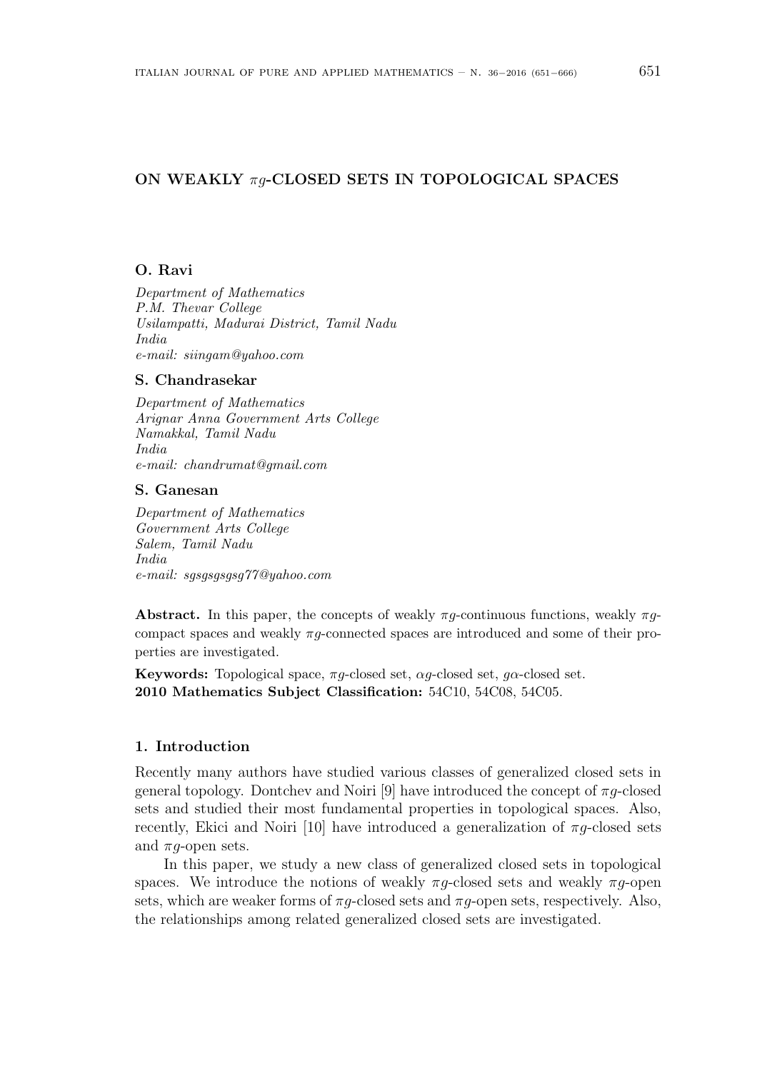# ON WEAKLY $\pi g$-CLOSED SETS IN TOPOLOGICAL SPACES

**O. Ravi**

*Department of Mathematics*
*P.M. Thevar College*
*Usilampatti, Madurai District, Tamil Nadu*
*India*
*e-mail: siingam@yahoo.com*

**S. Chandrasekar**

*Department of Mathematics*
*Arignar Anna Government Arts College*
*Namakkal, Tamil Nadu*
*India*
*e-mail: chandrumat@gmail.com*

**S. Ganesan**

*Department of Mathematics*
*Government Arts College*
*Salem, Tamil Nadu*
*India*
*e-mail: sgsgsgsgsg77@yahoo.com*

**Abstract.** In this paper, the concepts of weakly $\pi g$-continuous functions, weakly $\pi g$-compact spaces and weakly $\pi g$-connected spaces are introduced and some of their properties are investigated.

**Keywords:** Topological space, $\pi g$-closed set, $\alpha g$-closed set, $g\alpha$-closed set.
**2010 Mathematics Subject Classification:** 54C10, 54C08, 54C05.

## 1. Introduction

Recently many authors have studied various classes of generalized closed sets in general topology. Dontchev and Noiri [9] have introduced the concept of $\pi g$-closed sets and studied their most fundamental properties in topological spaces. Also, recently, Ekici and Noiri [10] have introduced a generalization of $\pi g$-closed sets and $\pi g$-open sets.

In this paper, we study a new class of generalized closed sets in topological spaces. We introduce the notions of weakly $\pi g$-closed sets and weakly $\pi g$-open sets, which are weaker forms of $\pi g$-closed sets and $\pi g$-open sets, respectively. Also, the relationships among related generalized closed sets are investigated.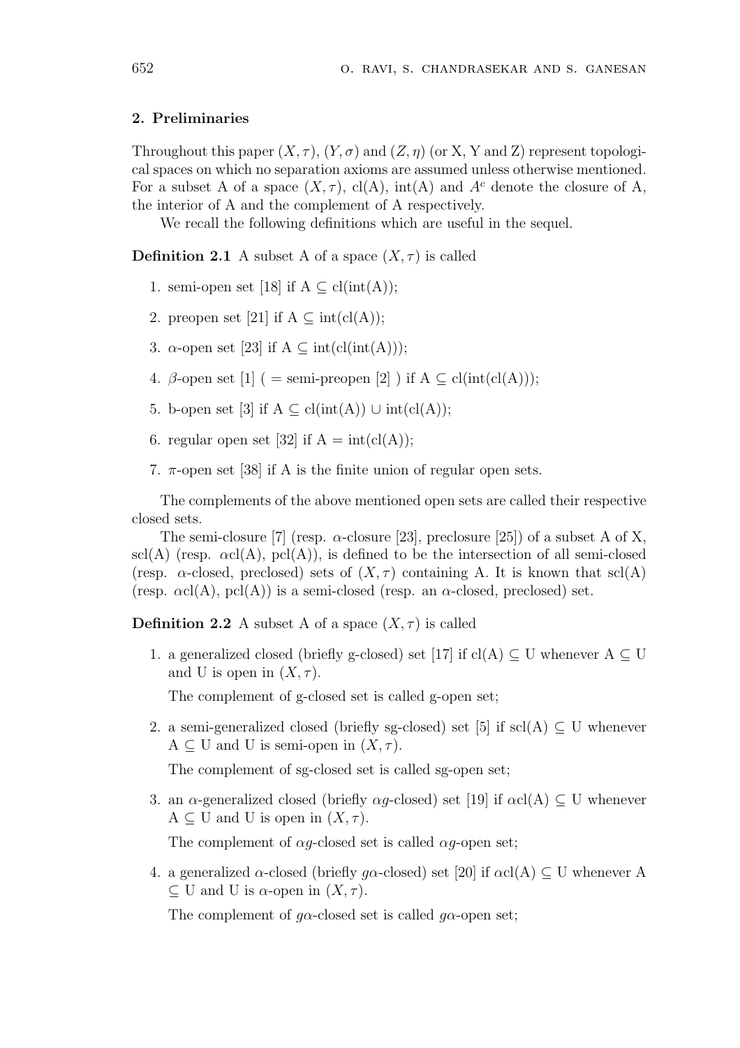## 2. Preliminaries

Throughout this paper $(X, \tau)$, $(Y, \sigma)$ and $(Z, \eta)$ (or X, Y and Z) represent topological spaces on which no separation axioms are assumed unless otherwise mentioned. For a subset A of a space $(X, \tau)$, cl(A), int(A) and $A^c$ denote the closure of A, the interior of A and the complement of A respectively.

We recall the following definitions which are useful in the sequel.

**Definition 2.1** A subset A of a space $(X, \tau)$ is called

1. semi-open set [18] if A $\subseteq$ cl(int(A));
2. preopen set [21] if A $\subseteq$ int(cl(A));
3. $\alpha$-open set [23] if A $\subseteq$ int(cl(int(A)));
4. $\beta$-open set [1] ( = semi-preopen [2] ) if A $\subseteq$ cl(int(cl(A)));
5. b-open set [3] if A $\subseteq$ cl(int(A)) $\cup$ int(cl(A));
6. regular open set [32] if A = int(cl(A));
7. $\pi$-open set [38] if A is the finite union of regular open sets.

The complements of the above mentioned open sets are called their respective closed sets.

The semi-closure [7] (resp. $\alpha$-closure [23], preclosure [25]) of a subset A of X, scl(A) (resp. $\alpha$cl(A), pcl(A)), is defined to be the intersection of all semi-closed (resp. $\alpha$-closed, preclosed) sets of $(X, \tau)$ containing A. It is known that scl(A) (resp. $\alpha$cl(A), pcl(A)) is a semi-closed (resp. an $\alpha$-closed, preclosed) set.

**Definition 2.2** A subset A of a space $(X, \tau)$ is called

1. a generalized closed (briefly g-closed) set [17] if cl(A) $\subseteq$ U whenever A $\subseteq$ U and U is open in $(X, \tau)$.

   The complement of g-closed set is called g-open set;

2. a semi-generalized closed (briefly sg-closed) set [5] if scl(A) $\subseteq$ U whenever A $\subseteq$ U and U is semi-open in $(X, \tau)$.

   The complement of sg-closed set is called sg-open set;

3. an $\alpha$-generalized closed (briefly $\alpha g$-closed) set [19] if $\alpha$cl(A) $\subseteq$ U whenever A $\subseteq$ U and U is open in $(X, \tau)$.

   The complement of $\alpha g$-closed set is called $\alpha g$-open set;

4. a generalized $\alpha$-closed (briefly $g\alpha$-closed) set [20] if $\alpha$cl(A) $\subseteq$ U whenever A $\subseteq$ U and U is $\alpha$-open in $(X, \tau)$.

   The complement of $g\alpha$-closed set is called $g\alpha$-open set;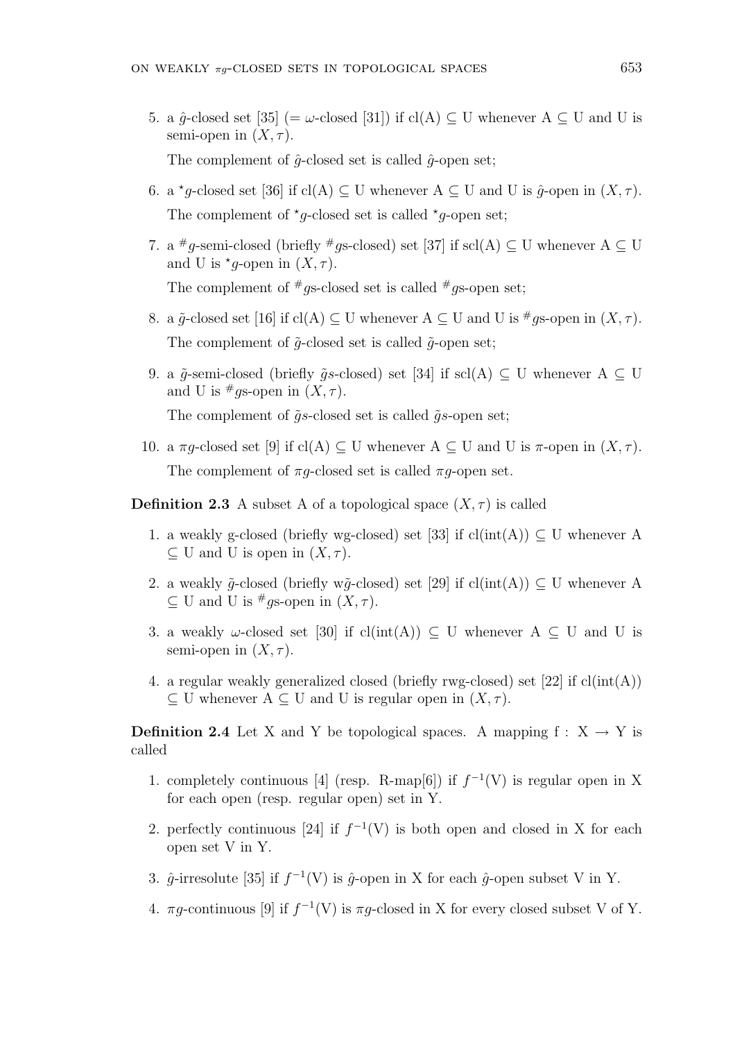5. a $\hat{g}$-closed set [35] (= $\omega$-closed [31]) if cl(A) $\subseteq$ U whenever A $\subseteq$ U and U is semi-open in $(X, \tau)$.

   The complement of $\hat{g}$-closed set is called $\hat{g}$-open set;

6. a $^\star g$-closed set [36] if cl(A) $\subseteq$ U whenever A $\subseteq$ U and U is $\hat{g}$-open in $(X, \tau)$.

   The complement of $^\star g$-closed set is called $^\star g$-open set;

7. a $^\# g$-semi-closed (briefly $^\# g$s-closed) set [37] if scl(A) $\subseteq$ U whenever A $\subseteq$ U and U is $^\star g$-open in $(X, \tau)$.

   The complement of $^\# g$s-closed set is called $^\# g$s-open set;

8. a $\tilde{g}$-closed set [16] if cl(A) $\subseteq$ U whenever A $\subseteq$ U and U is $^\# g$s-open in $(X, \tau)$.

   The complement of $\tilde{g}$-closed set is called $\tilde{g}$-open set;

9. a $\tilde{g}$-semi-closed (briefly $\tilde{g}s$-closed) set [34] if scl(A) $\subseteq$ U whenever A $\subseteq$ U and U is $^\# g$s-open in $(X, \tau)$.

   The complement of $\tilde{g}s$-closed set is called $\tilde{g}s$-open set;

10. a $\pi g$-closed set [9] if cl(A) $\subseteq$ U whenever A $\subseteq$ U and U is $\pi$-open in $(X, \tau)$.

    The complement of $\pi g$-closed set is called $\pi g$-open set.

**Definition 2.3** A subset A of a topological space $(X, \tau)$ is called

1. a weakly g-closed (briefly wg-closed) set [33] if cl(int(A)) $\subseteq$ U whenever A $\subseteq$ U and U is open in $(X, \tau)$.
2. a weakly $\tilde{g}$-closed (briefly w$\tilde{g}$-closed) set [29] if cl(int(A)) $\subseteq$ U whenever A $\subseteq$ U and U is $^\# g$s-open in $(X, \tau)$.
3. a weakly $\omega$-closed set [30] if cl(int(A)) $\subseteq$ U whenever A $\subseteq$ U and U is semi-open in $(X, \tau)$.
4. a regular weakly generalized closed (briefly rwg-closed) set [22] if cl(int(A)) $\subseteq$ U whenever A $\subseteq$ U and U is regular open in $(X, \tau)$.

**Definition 2.4** Let X and Y be topological spaces. A mapping f : X $\rightarrow$ Y is called

1. completely continuous [4] (resp. R-map[6]) if $f^{-1}$(V) is regular open in X for each open (resp. regular open) set in Y.
2. perfectly continuous [24] if $f^{-1}$(V) is both open and closed in X for each open set V in Y.
3. $\hat{g}$-irresolute [35] if $f^{-1}$(V) is $\hat{g}$-open in X for each $\hat{g}$-open subset V in Y.
4. $\pi g$-continuous [9] if $f^{-1}$(V) is $\pi g$-closed in X for every closed subset V of Y.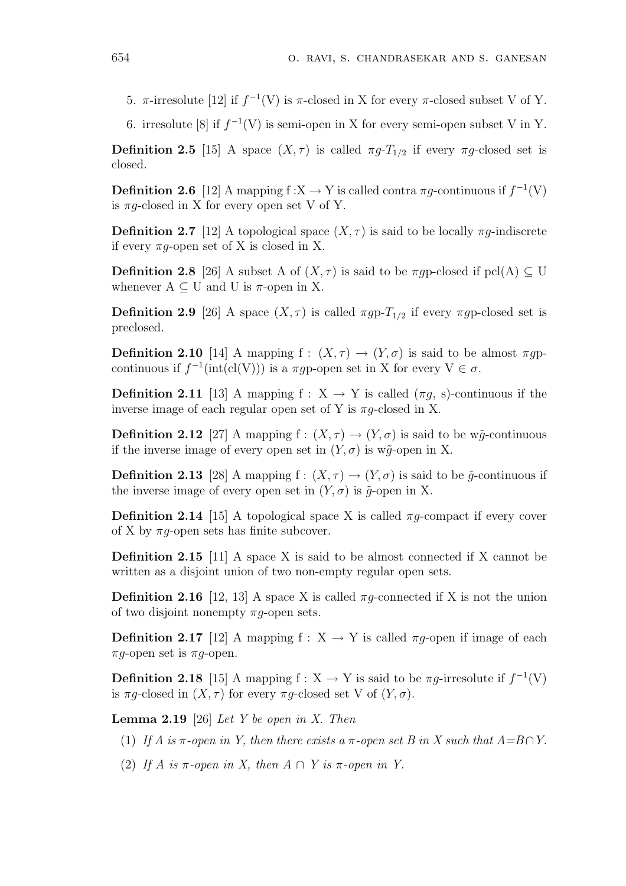5. $\pi$-irresolute [12] if $f^{-1}$(V) is $\pi$-closed in X for every $\pi$-closed subset V of Y.
6. irresolute [8] if $f^{-1}$(V) is semi-open in X for every semi-open subset V in Y.

**Definition 2.5** [15] A space $(X, \tau)$ is called $\pi g$-$T_{1/2}$ if every $\pi g$-closed set is closed.

**Definition 2.6** [12] A mapping f :X $\rightarrow$ Y is called contra $\pi g$-continuous if $f^{-1}$(V) is $\pi g$-closed in X for every open set V of Y.

**Definition 2.7** [12] A topological space $(X, \tau)$ is said to be locally $\pi g$-indiscrete if every $\pi g$-open set of X is closed in X.

**Definition 2.8** [26] A subset A of $(X, \tau)$ is said to be $\pi g$p-closed if pcl(A) $\subseteq$ U whenever A $\subseteq$ U and U is $\pi$-open in X.

**Definition 2.9** [26] A space $(X, \tau)$ is called $\pi g$p-$T_{1/2}$ if every $\pi g$p-closed set is preclosed.

**Definition 2.10** [14] A mapping f : $(X, \tau) \rightarrow (Y, \sigma)$ is said to be almost $\pi g$p-continuous if $f^{-1}$(int(cl(V))) is a $\pi g$p-open set in X for every V $\in \sigma$.

**Definition 2.11** [13] A mapping f : X $\rightarrow$ Y is called ($\pi g$, s)-continuous if the inverse image of each regular open set of Y is $\pi g$-closed in X.

**Definition 2.12** [27] A mapping f : $(X, \tau) \rightarrow (Y, \sigma)$ is said to be w$\tilde{g}$-continuous if the inverse image of every open set in $(Y, \sigma)$ is w$\tilde{g}$-open in X.

**Definition 2.13** [28] A mapping f : $(X, \tau) \rightarrow (Y, \sigma)$ is said to be $\tilde{g}$-continuous if the inverse image of every open set in $(Y, \sigma)$ is $\tilde{g}$-open in X.

**Definition 2.14** [15] A topological space X is called $\pi g$-compact if every cover of X by $\pi g$-open sets has finite subcover.

**Definition 2.15** [11] A space X is said to be almost connected if X cannot be written as a disjoint union of two non-empty regular open sets.

**Definition 2.16** [12, 13] A space X is called $\pi g$-connected if X is not the union of two disjoint nonempty $\pi g$-open sets.

**Definition 2.17** [12] A mapping f : X $\rightarrow$ Y is called $\pi g$-open if image of each $\pi g$-open set is $\pi g$-open.

**Definition 2.18** [15] A mapping f : X $\rightarrow$ Y is said to be $\pi g$-irresolute if $f^{-1}$(V) is $\pi g$-closed in $(X, \tau)$ for every $\pi g$-closed set V of $(Y, \sigma)$.

**Lemma 2.19** [26] *Let Y be open in X. Then*

(1) *If A is $\pi$-open in Y, then there exists a $\pi$-open set B in X such that A=B$\cap$Y.*

(2) *If A is $\pi$-open in X, then A $\cap$ Y is $\pi$-open in Y.*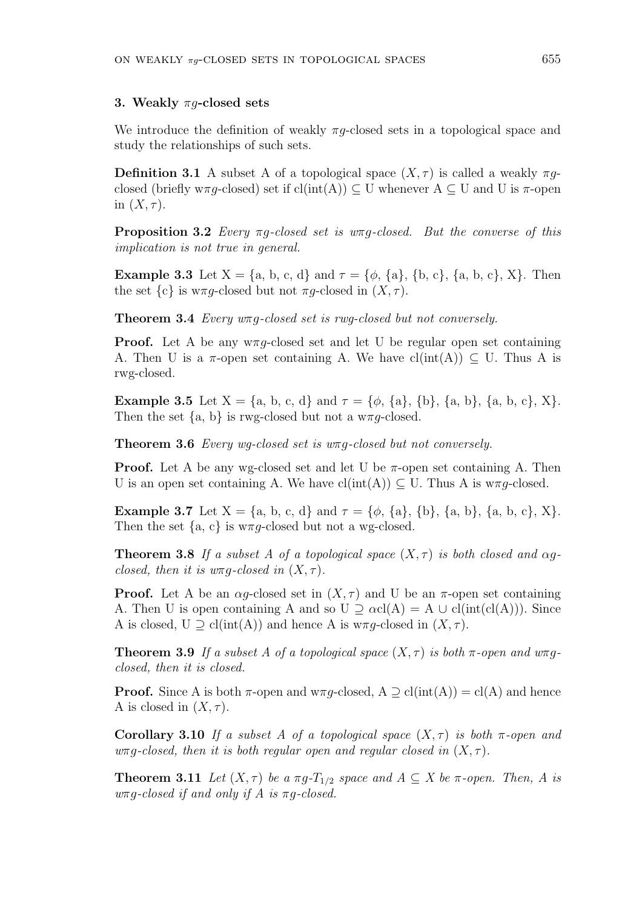## 3. Weakly $\pi g$-closed sets

We introduce the definition of weakly $\pi g$-closed sets in a topological space and study the relationships of such sets.

**Definition 3.1** A subset A of a topological space $(X, \tau)$ is called a weakly $\pi g$-closed (briefly w$\pi g$-closed) set if cl(int(A)) $\subseteq$ U whenever A $\subseteq$ U and U is $\pi$-open in $(X, \tau)$.

**Proposition 3.2** *Every $\pi g$-closed set is w$\pi g$-closed. But the converse of this implication is not true in general.*

**Example 3.3** Let X = {a, b, c, d} and $\tau$ = {$\phi$, {a}, {b, c}, {a, b, c}, X}. Then the set {c} is w$\pi g$-closed but not $\pi g$-closed in $(X, \tau)$.

**Theorem 3.4** *Every w$\pi g$-closed set is rwg-closed but not conversely.*

**Proof.** Let A be any w$\pi g$-closed set and let U be regular open set containing A. Then U is a $\pi$-open set containing A. We have cl(int(A)) $\subseteq$ U. Thus A is rwg-closed.

**Example 3.5** Let X = {a, b, c, d} and $\tau$ = {$\phi$, {a}, {b}, {a, b}, {a, b, c}, X}. Then the set {a, b} is rwg-closed but not a w$\pi g$-closed.

**Theorem 3.6** *Every wg-closed set is w$\pi g$-closed but not conversely.*

**Proof.** Let A be any wg-closed set and let U be $\pi$-open set containing A. Then U is an open set containing A. We have cl(int(A)) $\subseteq$ U. Thus A is w$\pi g$-closed.

**Example 3.7** Let X = {a, b, c, d} and $\tau$ = {$\phi$, {a}, {b}, {a, b}, {a, b, c}, X}. Then the set {a, c} is w$\pi g$-closed but not a wg-closed.

**Theorem 3.8** *If a subset A of a topological space $(X, \tau)$ is both closed and $\alpha g$-closed, then it is w$\pi g$-closed in $(X, \tau)$.*

**Proof.** Let A be an $\alpha g$-closed set in $(X, \tau)$ and U be an $\pi$-open set containing A. Then U is open containing A and so U $\supseteq$ $\alpha$cl(A) = A $\cup$ cl(int(cl(A))). Since A is closed, U $\supseteq$ cl(int(A)) and hence A is w$\pi g$-closed in $(X, \tau)$.

**Theorem 3.9** *If a subset A of a topological space $(X, \tau)$ is both $\pi$-open and w$\pi g$-closed, then it is closed.*

**Proof.** Since A is both $\pi$-open and w$\pi g$-closed, A $\supseteq$ cl(int(A)) = cl(A) and hence A is closed in $(X, \tau)$.

**Corollary 3.10** *If a subset A of a topological space $(X, \tau)$ is both $\pi$-open and w$\pi g$-closed, then it is both regular open and regular closed in $(X, \tau)$.*

**Theorem 3.11** *Let $(X, \tau)$ be a $\pi g$-$T_{1/2}$ space and $A \subseteq X$ be $\pi$-open. Then, A is w$\pi g$-closed if and only if A is $\pi g$-closed.*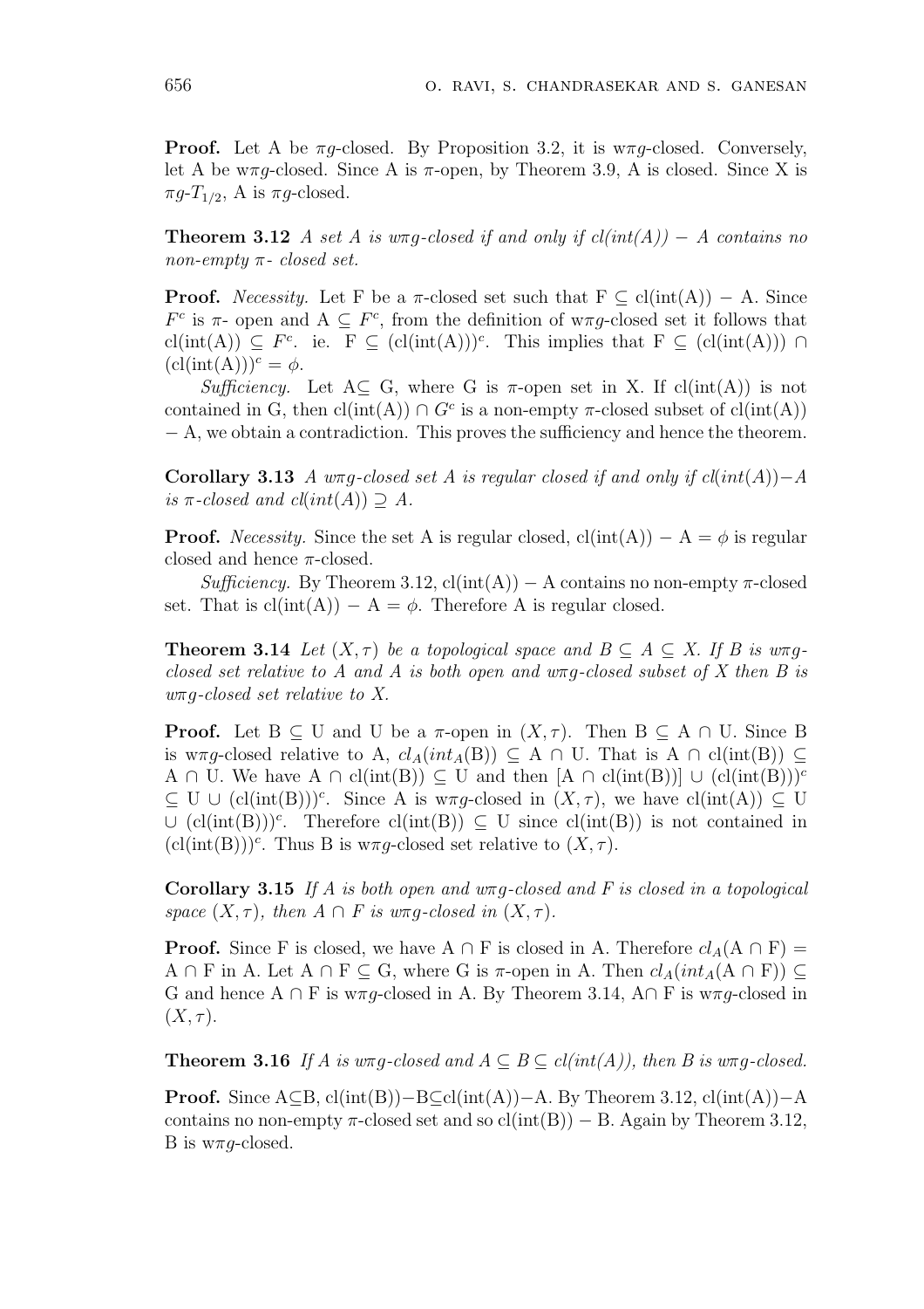**Proof.** Let A be $\pi g$-closed. By Proposition 3.2, it is w$\pi g$-closed. Conversely, let A be w$\pi g$-closed. Since A is $\pi$-open, by Theorem 3.9, A is closed. Since X is $\pi g$-$T_{1/2}$, A is $\pi g$-closed.

**Theorem 3.12** *A set A is w$\pi g$-closed if and only if cl(int(A)) − A contains no non-empty $\pi$- closed set.*

**Proof.** *Necessity.* Let F be a $\pi$-closed set such that F ⊆ cl(int(A)) − A. Since $F^c$ is $\pi$- open and A ⊆ $F^c$, from the definition of w$\pi g$-closed set it follows that cl(int(A)) ⊆ $F^c$. ie. F ⊆ $(\text{cl}(\text{int}(A)))^c$. This implies that F ⊆ (cl(int(A))) ∩ $(\text{cl}(\text{int}(A)))^c = \phi$.

*Sufficiency.* Let A⊆ G, where G is $\pi$-open set in X. If cl(int(A)) is not contained in G, then cl(int(A)) ∩ $G^c$ is a non-empty $\pi$-closed subset of cl(int(A)) − A, we obtain a contradiction. This proves the sufficiency and hence the theorem.

**Corollary 3.13** *A w$\pi g$-closed set A is regular closed if and only if cl(int(A))−A is $\pi$-closed and cl(int(A)) ⊇ A.*

**Proof.** *Necessity.* Since the set A is regular closed, cl(int(A)) − A = $\phi$ is regular closed and hence $\pi$-closed.

*Sufficiency.* By Theorem 3.12, cl(int(A)) − A contains no non-empty $\pi$-closed set. That is cl(int(A)) − A = $\phi$. Therefore A is regular closed.

**Theorem 3.14** *Let $(X, \tau)$ be a topological space and B ⊆ A ⊆ X. If B is w$\pi g$-closed set relative to A and A is both open and w$\pi g$-closed subset of X then B is w$\pi g$-closed set relative to X.*

**Proof.** Let B ⊆ U and U be a $\pi$-open in $(X, \tau)$. Then B ⊆ A ∩ U. Since B is w$\pi g$-closed relative to A, $cl_A(int_A(\text{B}))$ ⊆ A ∩ U. That is A ∩ cl(int(B)) ⊆ A ∩ U. We have A ∩ cl(int(B)) ⊆ U and then [A ∩ cl(int(B))] ∪ $(\text{cl}(\text{int}(B)))^c$ ⊆ U ∪ $(\text{cl}(\text{int}(B)))^c$. Since A is w$\pi g$-closed in $(X, \tau)$, we have cl(int(A)) ⊆ U ∪ $(\text{cl}(\text{int}(B)))^c$. Therefore cl(int(B)) ⊆ U since cl(int(B)) is not contained in $(\text{cl}(\text{int}(B)))^c$. Thus B is w$\pi g$-closed set relative to $(X, \tau)$.

**Corollary 3.15** *If A is both open and w$\pi g$-closed and F is closed in a topological space $(X, \tau)$, then A ∩ F is w$\pi g$-closed in $(X, \tau)$.*

**Proof.** Since F is closed, we have A ∩ F is closed in A. Therefore $cl_A$(A ∩ F) = A ∩ F in A. Let A ∩ F ⊆ G, where G is $\pi$-open in A. Then $cl_A(int_A(\text{A} \cap \text{F}))$ ⊆ G and hence A ∩ F is w$\pi g$-closed in A. By Theorem 3.14, A∩ F is w$\pi g$-closed in $(X, \tau)$.

**Theorem 3.16** *If A is w$\pi g$-closed and A ⊆ B ⊆ cl(int(A)), then B is w$\pi g$-closed.*

**Proof.** Since A⊆B, cl(int(B))−B⊆cl(int(A))−A. By Theorem 3.12, cl(int(A))−A contains no non-empty $\pi$-closed set and so cl(int(B)) − B. Again by Theorem 3.12, B is w$\pi g$-closed.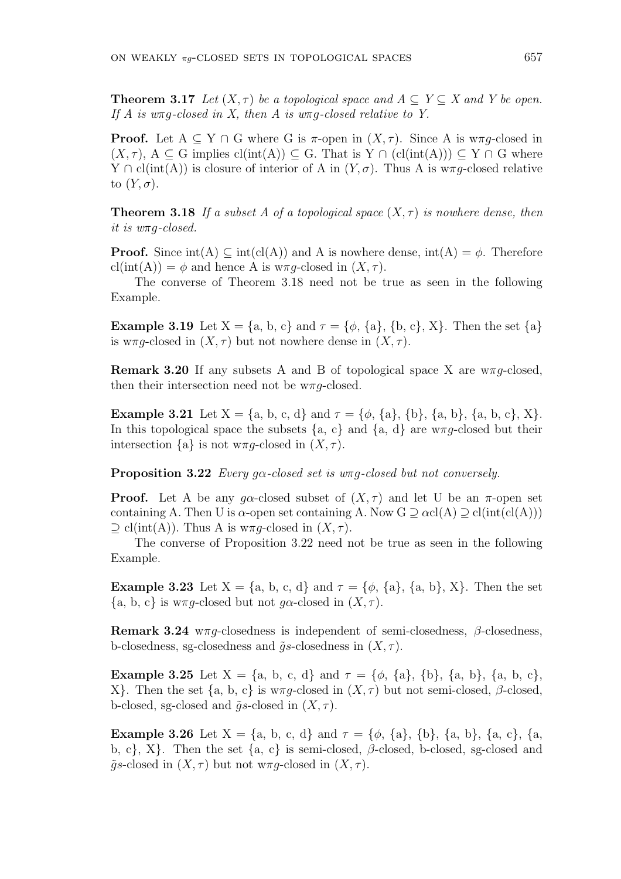**Theorem 3.17** *Let $(X, \tau)$ be a topological space and $A \subseteq Y \subseteq X$ and $Y$ be open. If $A$ is w$\pi g$-closed in $X$, then $A$ is w$\pi g$-closed relative to $Y$.*

**Proof.** Let $A \subseteq Y \cap G$ where G is $\pi$-open in $(X, \tau)$. Since A is w$\pi g$-closed in $(X, \tau)$, $A \subseteq G$ implies $cl(int(A)) \subseteq G$. That is $Y \cap (cl(int(A))) \subseteq Y \cap G$ where $Y \cap cl(int(A))$ is closure of interior of A in $(Y, \sigma)$. Thus A is w$\pi g$-closed relative to $(Y, \sigma)$.

**Theorem 3.18** *If a subset A of a topological space $(X, \tau)$ is nowhere dense, then it is w$\pi g$-closed.*

**Proof.** Since $int(A) \subseteq int(cl(A))$ and A is nowhere dense, $int(A) = \phi$. Therefore $cl(int(A)) = \phi$ and hence A is w$\pi g$-closed in $(X, \tau)$.

The converse of Theorem 3.18 need not be true as seen in the following Example.

**Example 3.19** Let X = {a, b, c} and $\tau = \{\phi, \{a\}, \{b, c\}, X\}$. Then the set {a} is w$\pi g$-closed in $(X, \tau)$ but not nowhere dense in $(X, \tau)$.

**Remark 3.20** If any subsets A and B of topological space X are w$\pi g$-closed, then their intersection need not be w$\pi g$-closed.

**Example 3.21** Let X = {a, b, c, d} and $\tau = \{\phi, \{a\}, \{b\}, \{a, b\}, \{a, b, c\}, X\}$. In this topological space the subsets {a, c} and {a, d} are w$\pi g$-closed but their intersection {a} is not w$\pi g$-closed in $(X, \tau)$.

**Proposition 3.22** *Every $g\alpha$-closed set is w$\pi g$-closed but not conversely.*

**Proof.** Let A be any $g\alpha$-closed subset of $(X, \tau)$ and let U be an $\pi$-open set containing A. Then U is $\alpha$-open set containing A. Now $G \supseteq \alpha cl(A) \supseteq cl(int(cl(A))) \supseteq cl(int(A))$. Thus A is w$\pi g$-closed in $(X, \tau)$.

The converse of Proposition 3.22 need not be true as seen in the following Example.

**Example 3.23** Let X = {a, b, c, d} and $\tau = \{\phi, \{a\}, \{a, b\}, X\}$. Then the set {a, b, c} is w$\pi g$-closed but not $g\alpha$-closed in $(X, \tau)$.

**Remark 3.24** w$\pi g$-closedness is independent of semi-closedness, $\beta$-closedness, b-closedness, sg-closedness and $\tilde{g}s$-closedness in $(X, \tau)$.

**Example 3.25** Let X = {a, b, c, d} and $\tau = \{\phi, \{a\}, \{b\}, \{a, b\}, \{a, b, c\}, X\}$. Then the set {a, b, c} is w$\pi g$-closed in $(X, \tau)$ but not semi-closed, $\beta$-closed, b-closed, sg-closed and $\tilde{g}s$-closed in $(X, \tau)$.

**Example 3.26** Let X = {a, b, c, d} and $\tau = \{\phi, \{a\}, \{b\}, \{a, b\}, \{a, c\}, \{a, b, c\}, X\}$. Then the set {a, c} is semi-closed, $\beta$-closed, b-closed, sg-closed and $\tilde{g}s$-closed in $(X, \tau)$ but not w$\pi g$-closed in $(X, \tau)$.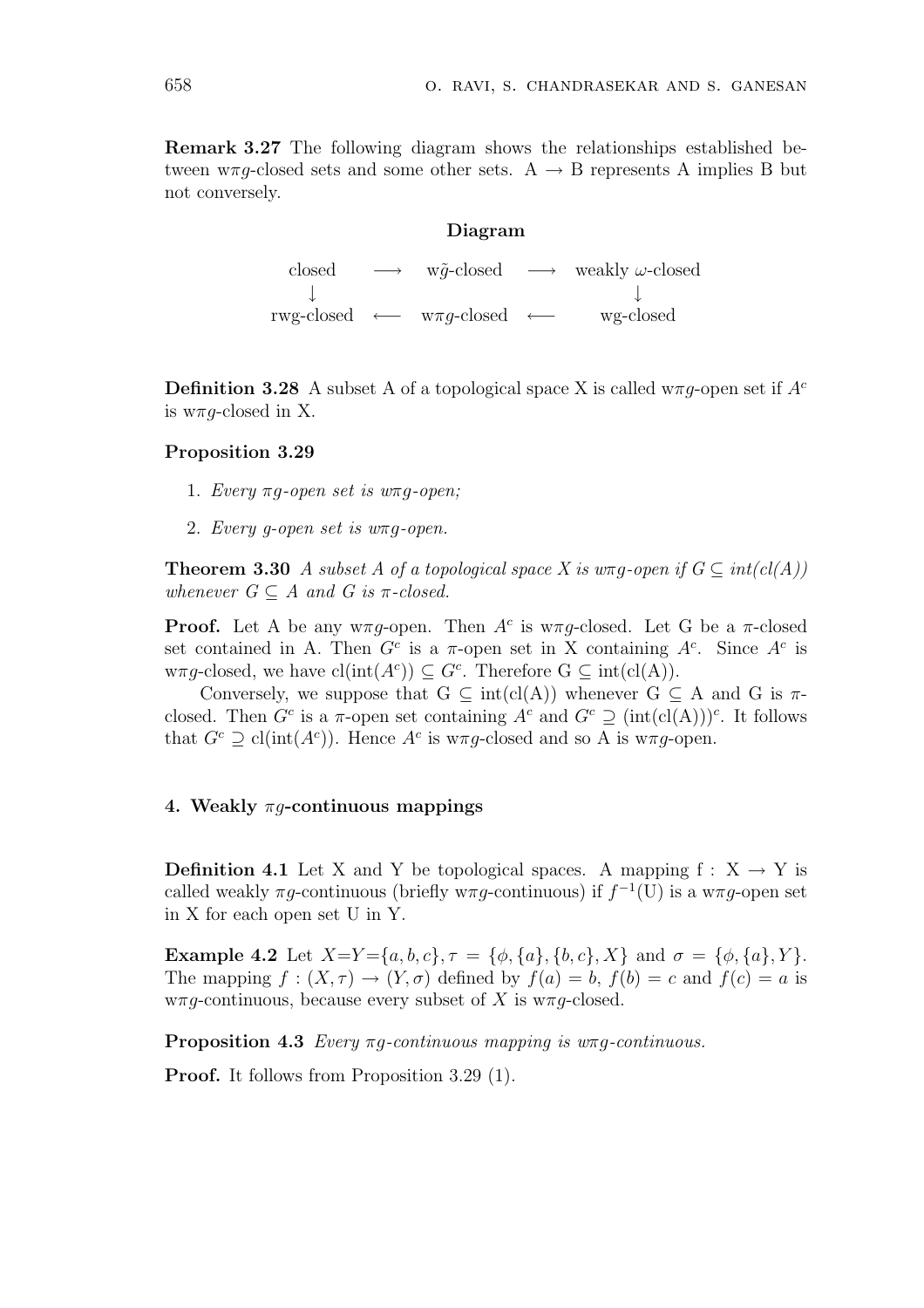**Remark 3.27** The following diagram shows the relationships established between w$\pi g$-closed sets and some other sets. A $\rightarrow$ B represents A implies B but not conversely.

**Diagram**

$$\begin{array}{ccccc} \text{closed} & \longrightarrow & \text{w}\tilde{g}\text{-closed} & \longrightarrow & \text{weakly } \omega\text{-closed} \\ \downarrow & & & & \downarrow \\ \text{rwg-closed} & \longleftarrow & \text{w}\pi g\text{-closed} & \longleftarrow & \text{wg-closed} \end{array}$$

**Definition 3.28** A subset A of a topological space X is called w$\pi g$-open set if $A^c$ is w$\pi g$-closed in X.

**Proposition 3.29**

1. *Every $\pi g$-open set is w$\pi g$-open;*
2. *Every g-open set is w$\pi g$-open.*

**Theorem 3.30** *A subset A of a topological space X is w$\pi g$-open if $G \subseteq int(cl(A))$ whenever $G \subseteq A$ and G is $\pi$-closed.*

**Proof.** Let A be any w$\pi g$-open. Then $A^c$ is w$\pi g$-closed. Let G be a $\pi$-closed set contained in A. Then $G^c$ is a $\pi$-open set in X containing $A^c$. Since $A^c$ is w$\pi g$-closed, we have $\text{cl}(\text{int}(A^c)) \subseteq G^c$. Therefore $\text{G} \subseteq \text{int}(\text{cl}(\text{A}))$.

Conversely, we suppose that $\text{G} \subseteq \text{int}(\text{cl}(\text{A}))$ whenever $\text{G} \subseteq \text{A}$ and G is $\pi$-closed. Then $G^c$ is a $\pi$-open set containing $A^c$ and $G^c \supseteq (\text{int}(\text{cl}(\text{A})))^c$. It follows that $G^c \supseteq \text{cl}(\text{int}(A^c))$. Hence $A^c$ is w$\pi g$-closed and so A is w$\pi g$-open.

## 4. Weakly $\pi g$-continuous mappings

**Definition 4.1** Let X and Y be topological spaces. A mapping $\text{f} : \text{X} \rightarrow \text{Y}$ is called weakly $\pi g$-continuous (briefly w$\pi g$-continuous) if $f^{-1}(\text{U})$ is a w$\pi g$-open set in X for each open set U in Y.

**Example 4.2** Let $X$=$Y$=$\{a, b, c\}, \tau = \{\phi, \{a\}, \{b, c\}, X\}$ and $\sigma = \{\phi, \{a\}, Y\}$. The mapping $f : (X, \tau) \rightarrow (Y, \sigma)$ defined by $f(a) = b$, $f(b) = c$ and $f(c) = a$ is w$\pi g$-continuous, because every subset of $X$ is w$\pi g$-closed.

**Proposition 4.3** *Every $\pi g$-continuous mapping is w$\pi g$-continuous.*

**Proof.** It follows from Proposition 3.29 (1).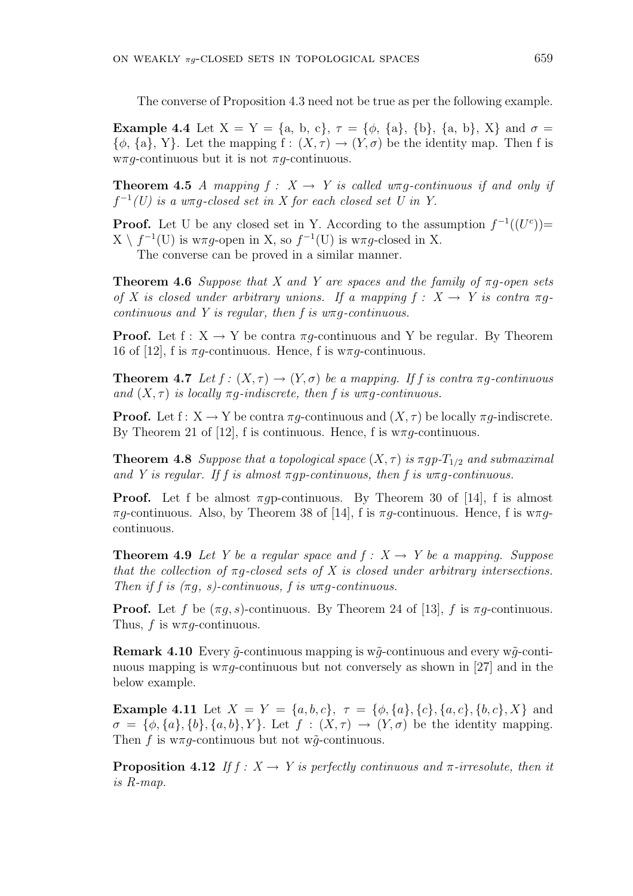The converse of Proposition 4.3 need not be true as per the following example.

**Example 4.4** Let X = Y = {a, b, c}, $\tau$ = {$\phi$, {a}, {b}, {a, b}, X} and $\sigma$ = {$\phi$, {a}, Y}. Let the mapping f : $(X, \tau) \to (Y, \sigma)$ be the identity map. Then f is w$\pi g$-continuous but it is not $\pi g$-continuous.

**Theorem 4.5** *A mapping f : X → Y is called wπg-continuous if and only if $f^{-1}(U)$ is a wπg-closed set in X for each closed set U in Y.*

**Proof.** Let U be any closed set in Y. According to the assumption $f^{-1}((U^c))$= X $\setminus$ $f^{-1}$(U) is w$\pi g$-open in X, so $f^{-1}$(U) is w$\pi g$-closed in X.

The converse can be proved in a similar manner.

**Theorem 4.6** *Suppose that X and Y are spaces and the family of πg-open sets of X is closed under arbitrary unions. If a mapping f : X → Y is contra πg-continuous and Y is regular, then f is wπg-continuous.*

**Proof.** Let f : X → Y be contra $\pi g$-continuous and Y be regular. By Theorem 16 of [12], f is $\pi g$-continuous. Hence, f is w$\pi g$-continuous.

**Theorem 4.7** *Let f : $(X, \tau) \to (Y, \sigma)$ be a mapping. If f is contra πg-continuous and $(X, \tau)$ is locally πg-indiscrete, then f is wπg-continuous.*

**Proof.** Let f : X → Y be contra $\pi g$-continuous and $(X, \tau)$ be locally $\pi g$-indiscrete. By Theorem 21 of [12], f is continuous. Hence, f is w$\pi g$-continuous.

**Theorem 4.8** *Suppose that a topological space $(X, \tau)$ is $\pi gp$-$T_{1/2}$ and submaximal and Y is regular. If f is almost πgp-continuous, then f is wπg-continuous.*

**Proof.** Let f be almost $\pi g$p-continuous. By Theorem 30 of [14], f is almost $\pi g$-continuous. Also, by Theorem 38 of [14], f is $\pi g$-continuous. Hence, f is w$\pi g$-continuous.

**Theorem 4.9** *Let Y be a regular space and f : X → Y be a mapping. Suppose that the collection of πg-closed sets of X is closed under arbitrary intersections. Then if f is (πg, s)-continuous, f is wπg-continuous.*

**Proof.** Let $f$ be $(\pi g, s)$-continuous. By Theorem 24 of [13], $f$ is $\pi g$-continuous. Thus, $f$ is w$\pi g$-continuous.

**Remark 4.10** Every $\tilde{g}$-continuous mapping is w$\tilde{g}$-continuous and every w$\tilde{g}$-continuous mapping is w$\pi g$-continuous but not conversely as shown in [27] and in the below example.

**Example 4.11** Let $X = Y = \{a, b, c\}$, $\tau = \{\phi, \{a\}, \{c\}, \{a, c\}, \{b, c\}, X\}$ and $\sigma = \{\phi, \{a\}, \{b\}, \{a, b\}, Y\}$. Let $f : (X, \tau) \to (Y, \sigma)$ be the identity mapping. Then $f$ is w$\pi g$-continuous but not w$\tilde{g}$-continuous.

**Proposition 4.12** *If f : X → Y is perfectly continuous and π-irresolute, then it is R-map.*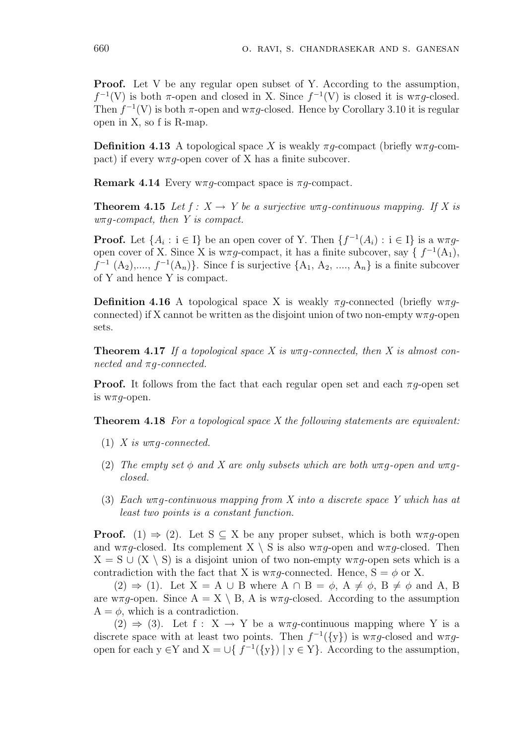**Proof.** Let V be any regular open subset of Y. According to the assumption, $f^{-1}$(V) is both $\pi$-open and closed in X. Since $f^{-1}$(V) is closed it is w$\pi g$-closed. Then $f^{-1}$(V) is both $\pi$-open and w$\pi g$-closed. Hence by Corollary 3.10 it is regular open in X, so f is R-map.

**Definition 4.13** A topological space $X$ is weakly $\pi g$-compact (briefly w$\pi g$-compact) if every w$\pi g$-open cover of X has a finite subcover.

**Remark 4.14** Every w$\pi g$-compact space is $\pi g$-compact.

**Theorem 4.15** *Let $f : X \to Y$ be a surjective w$\pi g$-continuous mapping. If X is w$\pi g$-compact, then Y is compact.*

**Proof.** Let $\{A_i : \text{i} \in \text{I}\}$ be an open cover of Y. Then $\{f^{-1}(A_i) : \text{i} \in \text{I}\}$ is a w$\pi g$-open cover of X. Since X is w$\pi g$-compact, it has a finite subcover, say $\{ f^{-1}(\text{A}_1), f^{-1}(\text{A}_2), ...., f^{-1}(\text{A}_n)\}$. Since f is surjective $\{\text{A}_1, \text{A}_2, ...., \text{A}_n\}$ is a finite subcover of Y and hence Y is compact.

**Definition 4.16** A topological space X is weakly $\pi g$-connected (briefly w$\pi g$-connected) if X cannot be written as the disjoint union of two non-empty w$\pi g$-open sets.

**Theorem 4.17** *If a topological space X is w$\pi g$-connected, then X is almost connected and $\pi g$-connected.*

**Proof.** It follows from the fact that each regular open set and each $\pi g$-open set is w$\pi g$-open.

**Theorem 4.18** *For a topological space X the following statements are equivalent:*

1. *X is w$\pi g$-connected.*
2. *The empty set $\phi$ and X are only subsets which are both w$\pi g$-open and w$\pi g$-closed.*
3. *Each w$\pi g$-continuous mapping from X into a discrete space Y which has at least two points is a constant function.*

**Proof.** (1) $\Rightarrow$ (2). Let S $\subseteq$ X be any proper subset, which is both w$\pi g$-open and w$\pi g$-closed. Its complement X $\setminus$ S is also w$\pi g$-open and w$\pi g$-closed. Then X = S $\cup$ (X $\setminus$ S) is a disjoint union of two non-empty w$\pi g$-open sets which is a contradiction with the fact that X is w$\pi g$-connected. Hence, S = $\phi$ or X.

(2) $\Rightarrow$ (1). Let X = A $\cup$ B where A $\cap$ B = $\phi$, A $\neq \phi$, B $\neq \phi$ and A, B are w$\pi g$-open. Since A = X $\setminus$ B, A is w$\pi g$-closed. According to the assumption A = $\phi$, which is a contradiction.

(2) $\Rightarrow$ (3). Let f : X $\to$ Y be a w$\pi g$-continuous mapping where Y is a discrete space with at least two points. Then $f^{-1}(\{\text{y}\})$ is w$\pi g$-closed and w$\pi g$-open for each y $\in$Y and X = $\cup\{ f^{-1}(\{\text{y}\}) \mid \text{y} \in \text{Y}\}$. According to the assumption,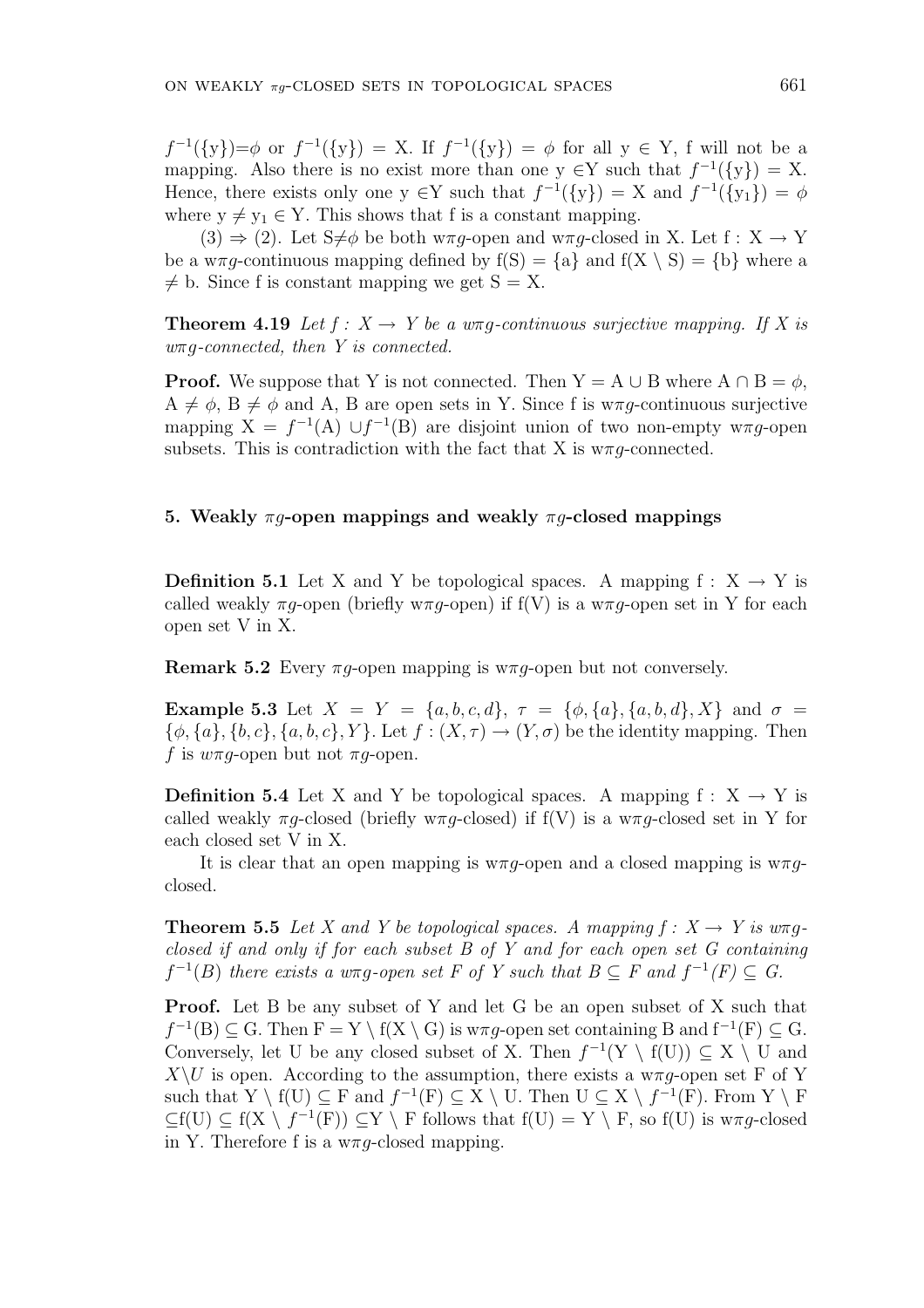$f^{-1}(\{y\})=\phi$ or $f^{-1}(\{y\}) = X$. If $f^{-1}(\{y\}) = \phi$ for all $y \in Y$, f will not be a mapping. Also there is no exist more than one $y \in Y$ such that $f^{-1}(\{y\}) = X$. Hence, there exists only one $y \in Y$ such that $f^{-1}(\{y\}) = X$ and $f^{-1}(\{y_1\}) = \phi$ where $y \neq y_1 \in Y$. This shows that f is a constant mapping.

(3) $\Rightarrow$ (2). Let $S \neq \phi$ be both w$\pi g$-open and w$\pi g$-closed in X. Let $f : X \to Y$ be a w$\pi g$-continuous mapping defined by $f(S) = \{a\}$ and $f(X \setminus S) = \{b\}$ where $a \neq b$. Since f is constant mapping we get $S = X$.

**Theorem 4.19** *Let $f : X \to Y$ be a w$\pi g$-continuous surjective mapping. If X is w$\pi g$-connected, then Y is connected.*

**Proof.** We suppose that Y is not connected. Then $Y = A \cup B$ where $A \cap B = \phi$, $A \neq \phi$, $B \neq \phi$ and A, B are open sets in Y. Since f is w$\pi g$-continuous surjective mapping $X = f^{-1}(A) \cup f^{-1}(B)$ are disjoint union of two non-empty w$\pi g$-open subsets. This is contradiction with the fact that X is w$\pi g$-connected.

## 5. Weakly $\pi g$-open mappings and weakly $\pi g$-closed mappings

**Definition 5.1** Let X and Y be topological spaces. A mapping $f : X \to Y$ is called weakly $\pi g$-open (briefly w$\pi g$-open) if f(V) is a w$\pi g$-open set in Y for each open set V in X.

**Remark 5.2** Every $\pi g$-open mapping is w$\pi g$-open but not conversely.

**Example 5.3** Let $X = Y = \{a, b, c, d\}$, $\tau = \{\phi, \{a\}, \{a, b, d\}, X\}$ and $\sigma = \{\phi, \{a\}, \{b, c\}, \{a, b, c\}, Y\}$. Let $f : (X, \tau) \to (Y, \sigma)$ be the identity mapping. Then $f$ is *w$\pi g$*-open but not $\pi g$-open.

**Definition 5.4** Let X and Y be topological spaces. A mapping $f : X \to Y$ is called weakly $\pi g$-closed (briefly w$\pi g$-closed) if f(V) is a w$\pi g$-closed set in Y for each closed set V in X.

It is clear that an open mapping is w$\pi g$-open and a closed mapping is w$\pi g$-closed.

**Theorem 5.5** *Let X and Y be topological spaces. A mapping $f : X \to Y$ is w$\pi g$-closed if and only if for each subset B of Y and for each open set G containing $f^{-1}(B)$ there exists a w$\pi g$-open set F of Y such that $B \subseteq F$ and $f^{-1}(F) \subseteq G$.*

**Proof.** Let B be any subset of Y and let G be an open subset of X such that $f^{-1}(B) \subseteq G$. Then $F = Y \setminus f(X \setminus G)$ is w$\pi g$-open set containing B and $f^{-1}(F) \subseteq G$. Conversely, let U be any closed subset of X. Then $f^{-1}(Y \setminus f(U)) \subseteq X \setminus U$ and $X \setminus U$ is open. According to the assumption, there exists a w$\pi g$-open set F of Y such that $Y \setminus f(U) \subseteq F$ and $f^{-1}(F) \subseteq X \setminus U$. Then $U \subseteq X \setminus f^{-1}(F)$. From $Y \setminus F \subseteq f(U) \subseteq f(X \setminus f^{-1}(F)) \subseteq Y \setminus F$ follows that $f(U) = Y \setminus F$, so f(U) is w$\pi g$-closed in Y. Therefore f is a w$\pi g$-closed mapping.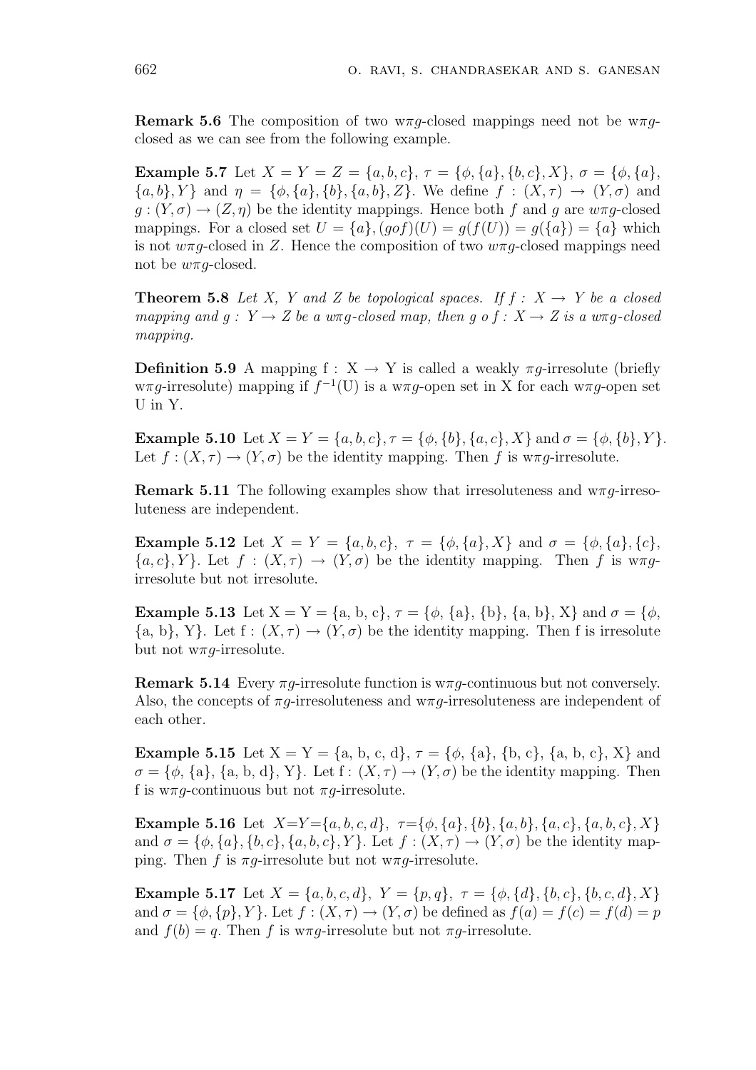**Remark 5.6** The composition of two w$\pi g$-closed mappings need not be w$\pi g$-closed as we can see from the following example.

**Example 5.7** Let $X = Y = Z = \{a, b, c\}$, $\tau = \{\phi, \{a\}, \{b, c\}, X\}$, $\sigma = \{\phi, \{a\}, \{a, b\}, Y\}$ and $\eta = \{\phi, \{a\}, \{b\}, \{a, b\}, Z\}$. We define $f : (X, \tau) \to (Y, \sigma)$ and $g : (Y, \sigma) \to (Z, \eta)$ be the identity mappings. Hence both $f$ and $g$ are $w\pi g$-closed mappings. For a closed set $U = \{a\}, (gof)(U) = g(f(U)) = g(\{a\}) = \{a\}$ which is not $w\pi g$-closed in $Z$. Hence the composition of two $w\pi g$-closed mappings need not be $w\pi g$-closed.

**Theorem 5.8** *Let X, Y and Z be topological spaces. If $f : X \to Y$ be a closed mapping and $g : Y \to Z$ be a $w\pi g$-closed map, then $g \circ f : X \to Z$ is a $w\pi g$-closed mapping.*

**Definition 5.9** A mapping f : X $\to$ Y is called a weakly $\pi g$-irresolute (briefly w$\pi g$-irresolute) mapping if $f^{-1}$(U) is a w$\pi g$-open set in X for each w$\pi g$-open set U in Y.

**Example 5.10** Let $X = Y = \{a, b, c\}, \tau = \{\phi, \{b\}, \{a, c\}, X\}$ and $\sigma = \{\phi, \{b\}, Y\}$. Let $f : (X, \tau) \to (Y, \sigma)$ be the identity mapping. Then $f$ is w$\pi g$-irresolute.

**Remark 5.11** The following examples show that irresoluteness and w$\pi g$-irresoluteness are independent.

**Example 5.12** Let $X = Y = \{a, b, c\}$, $\tau = \{\phi, \{a\}, X\}$ and $\sigma = \{\phi, \{a\}, \{c\}, \{a, c\}, Y\}$. Let $f : (X, \tau) \to (Y, \sigma)$ be the identity mapping. Then $f$ is w$\pi g$-irresolute but not irresolute.

**Example 5.13** Let X = Y = {a, b, c}, $\tau$ = {$\phi$, {a}, {b}, {a, b}, X} and $\sigma$ = {$\phi$, {a, b}, Y}. Let f : $(X, \tau) \to (Y, \sigma)$ be the identity mapping. Then f is irresolute but not w$\pi g$-irresolute.

**Remark 5.14** Every $\pi g$-irresolute function is w$\pi g$-continuous but not conversely. Also, the concepts of $\pi g$-irresoluteness and w$\pi g$-irresoluteness are independent of each other.

**Example 5.15** Let X = Y = {a, b, c, d}, $\tau$ = {$\phi$, {a}, {b, c}, {a, b, c}, X} and $\sigma$ = {$\phi$, {a}, {a, b, d}, Y}. Let f : $(X, \tau) \to (Y, \sigma)$ be the identity mapping. Then f is w$\pi g$-continuous but not $\pi g$-irresolute.

**Example 5.16** Let $X=Y=\{a, b, c, d\}$, $\tau=\{\phi, \{a\}, \{b\}, \{a, b\}, \{a, c\}, \{a, b, c\}, X\}$ and $\sigma = \{\phi, \{a\}, \{b, c\}, \{a, b, c\}, Y\}$. Let $f : (X, \tau) \to (Y, \sigma)$ be the identity mapping. Then $f$ is $\pi g$-irresolute but not w$\pi g$-irresolute.

**Example 5.17** Let $X = \{a, b, c, d\}$, $Y = \{p, q\}$, $\tau = \{\phi, \{d\}, \{b, c\}, \{b, c, d\}, X\}$ and $\sigma = \{\phi, \{p\}, Y\}$. Let $f : (X, \tau) \to (Y, \sigma)$ be defined as $f(a) = f(c) = f(d) = p$ and $f(b) = q$. Then $f$ is w$\pi g$-irresolute but not $\pi g$-irresolute.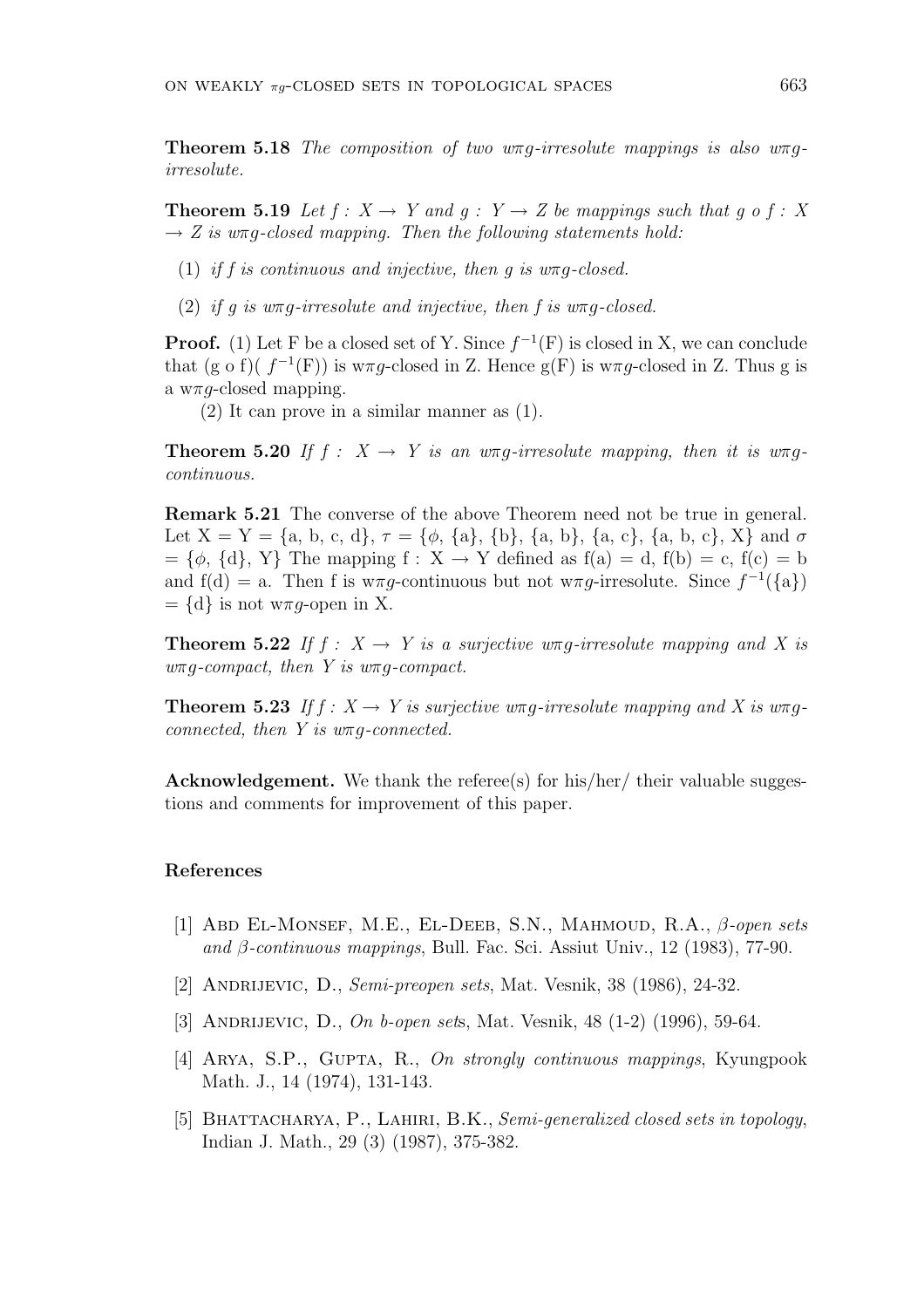**Theorem 5.18** *The composition of two w$\pi g$-irresolute mappings is also w$\pi g$-irresolute.*

**Theorem 5.19** *Let f : X $\rightarrow$ Y and g : Y $\rightarrow$ Z be mappings such that g o f : X $\rightarrow$ Z is w$\pi g$-closed mapping. Then the following statements hold:*

(1) *if f is continuous and injective, then g is w$\pi g$-closed.*

(2) *if g is w$\pi g$-irresolute and injective, then f is w$\pi g$-closed.*

**Proof.** (1) Let F be a closed set of Y. Since $f^{-1}$(F) is closed in X, we can conclude that (g o f)( $f^{-1}$(F)) is w$\pi g$-closed in Z. Hence g(F) is w$\pi g$-closed in Z. Thus g is a w$\pi g$-closed mapping.

(2) It can prove in a similar manner as (1).

**Theorem 5.20** *If f : X $\rightarrow$ Y is an w$\pi g$-irresolute mapping, then it is w$\pi g$-continuous.*

**Remark 5.21** The converse of the above Theorem need not be true in general. Let X = Y = {a, b, c, d}, $\tau$ = {$\phi$, {a}, {b}, {a, b}, {a, c}, {a, b, c}, X} and $\sigma$ = {$\phi$, {d}, Y} The mapping f : X $\rightarrow$ Y defined as f(a) = d, f(b) = c, f(c) = b and f(d) = a. Then f is w$\pi g$-continuous but not w$\pi g$-irresolute. Since $f^{-1}$({a}) = {d} is not w$\pi g$-open in X.

**Theorem 5.22** *If f : X $\rightarrow$ Y is a surjective w$\pi g$-irresolute mapping and X is w$\pi g$-compact, then Y is w$\pi g$-compact.*

**Theorem 5.23** *If f : X $\rightarrow$ Y is surjective w$\pi g$-irresolute mapping and X is w$\pi g$-connected, then Y is w$\pi g$-connected.*

**Acknowledgement.** We thank the referee(s) for his/her/ their valuable suggestions and comments for improvement of this paper.

## References

[1] Abd El-Monsef, M.E., El-Deeb, S.N., Mahmoud, R.A., *$\beta$-open sets and $\beta$-continuous mappings*, Bull. Fac. Sci. Assiut Univ., 12 (1983), 77-90.

[2] Andrijevic, D., *Semi-preopen sets*, Mat. Vesnik, 38 (1986), 24-32.

[3] Andrijevic, D., *On b-open sets*, Mat. Vesnik, 48 (1-2) (1996), 59-64.

[4] Arya, S.P., Gupta, R., *On strongly continuous mappings*, Kyungpook Math. J., 14 (1974), 131-143.

[5] Bhattacharya, P., Lahiri, B.K., *Semi-generalized closed sets in topology*, Indian J. Math., 29 (3) (1987), 375-382.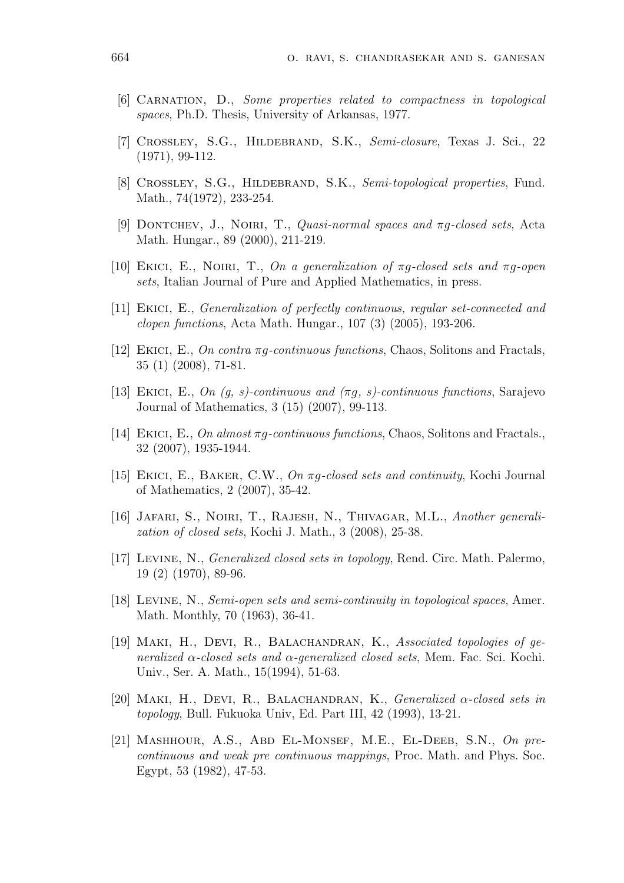[6] Carnation, D., *Some properties related to compactness in topological spaces*, Ph.D. Thesis, University of Arkansas, 1977.

[7] Crossley, S.G., Hildebrand, S.K., *Semi-closure*, Texas J. Sci., 22 (1971), 99-112.

[8] Crossley, S.G., Hildebrand, S.K., *Semi-topological properties*, Fund. Math., 74(1972), 233-254.

[9] Dontchev, J., Noiri, T., *Quasi-normal spaces and $\pi g$-closed sets*, Acta Math. Hungar., 89 (2000), 211-219.

[10] Ekici, E., Noiri, T., *On a generalization of $\pi g$-closed sets and $\pi g$-open sets*, Italian Journal of Pure and Applied Mathematics, in press.

[11] Ekici, E., *Generalization of perfectly continuous, regular set-connected and clopen functions*, Acta Math. Hungar., 107 (3) (2005), 193-206.

[12] Ekici, E., *On contra $\pi g$-continuous functions*, Chaos, Solitons and Fractals, 35 (1) (2008), 71-81.

[13] Ekici, E., *On (g, s)-continuous and ($\pi g$, s)-continuous functions*, Sarajevo Journal of Mathematics, 3 (15) (2007), 99-113.

[14] Ekici, E., *On almost $\pi g$-continuous functions*, Chaos, Solitons and Fractals., 32 (2007), 1935-1944.

[15] Ekici, E., Baker, C.W., *On $\pi g$-closed sets and continuity*, Kochi Journal of Mathematics, 2 (2007), 35-42.

[16] Jafari, S., Noiri, T., Rajesh, N., Thivagar, M.L., *Another generalization of closed sets*, Kochi J. Math., 3 (2008), 25-38.

[17] Levine, N., *Generalized closed sets in topology*, Rend. Circ. Math. Palermo, 19 (2) (1970), 89-96.

[18] Levine, N., *Semi-open sets and semi-continuity in topological spaces*, Amer. Math. Monthly, 70 (1963), 36-41.

[19] Maki, H., Devi, R., Balachandran, K., *Associated topologies of generalized $\alpha$-closed sets and $\alpha$-generalized closed sets*, Mem. Fac. Sci. Kochi. Univ., Ser. A. Math., 15(1994), 51-63.

[20] Maki, H., Devi, R., Balachandran, K., *Generalized $\alpha$-closed sets in topology*, Bull. Fukuoka Univ, Ed. Part III, 42 (1993), 13-21.

[21] Mashhour, A.S., Abd El-Monsef, M.E., El-Deeb, S.N., *On precontinuous and weak pre continuous mappings*, Proc. Math. and Phys. Soc. Egypt, 53 (1982), 47-53.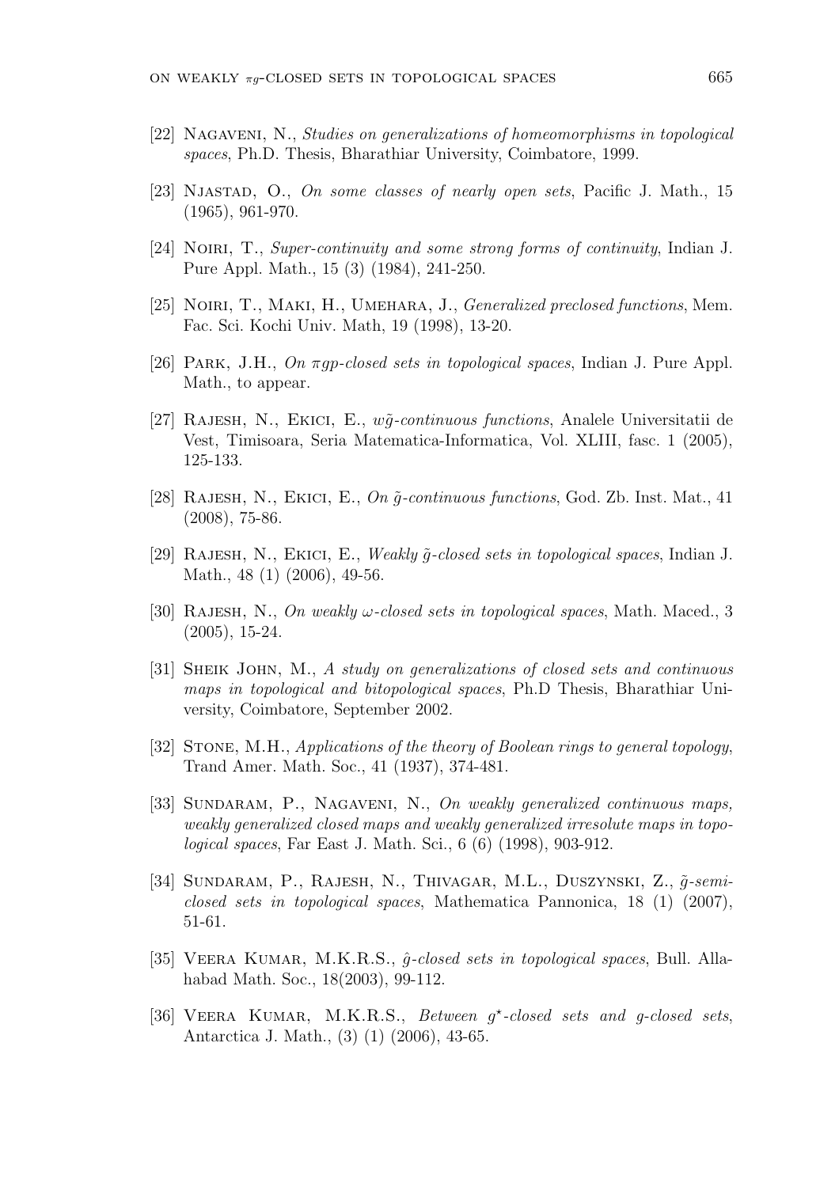[22] Nagaveni, N., *Studies on generalizations of homeomorphisms in topological spaces*, Ph.D. Thesis, Bharathiar University, Coimbatore, 1999.

[23] Njastad, O., *On some classes of nearly open sets*, Pacific J. Math., 15 (1965), 961-970.

[24] Noiri, T., *Super-continuity and some strong forms of continuity*, Indian J. Pure Appl. Math., 15 (3) (1984), 241-250.

[25] Noiri, T., Maki, H., Umehara, J., *Generalized preclosed functions*, Mem. Fac. Sci. Kochi Univ. Math, 19 (1998), 13-20.

[26] Park, J.H., *On $\pi gp$-closed sets in topological spaces*, Indian J. Pure Appl. Math., to appear.

[27] Rajesh, N., Ekici, E., *$w\tilde{g}$-continuous functions*, Analele Universitatii de Vest, Timisoara, Seria Matematica-Informatica, Vol. XLIII, fasc. 1 (2005), 125-133.

[28] Rajesh, N., Ekici, E., *On $\tilde{g}$-continuous functions*, God. Zb. Inst. Mat., 41 (2008), 75-86.

[29] Rajesh, N., Ekici, E., *Weakly $\tilde{g}$-closed sets in topological spaces*, Indian J. Math., 48 (1) (2006), 49-56.

[30] Rajesh, N., *On weakly $\omega$-closed sets in topological spaces*, Math. Maced., 3 (2005), 15-24.

[31] Sheik John, M., *A study on generalizations of closed sets and continuous maps in topological and bitopological spaces*, Ph.D Thesis, Bharathiar University, Coimbatore, September 2002.

[32] Stone, M.H., *Applications of the theory of Boolean rings to general topology*, Trand Amer. Math. Soc., 41 (1937), 374-481.

[33] Sundaram, P., Nagaveni, N., *On weakly generalized continuous maps, weakly generalized closed maps and weakly generalized irresolute maps in topological spaces*, Far East J. Math. Sci., 6 (6) (1998), 903-912.

[34] Sundaram, P., Rajesh, N., Thivagar, M.L., Duszynski, Z., *$\tilde{g}$-semi-closed sets in topological spaces*, Mathematica Pannonica, 18 (1) (2007), 51-61.

[35] Veera Kumar, M.K.R.S., *$\hat{g}$-closed sets in topological spaces*, Bull. Allahabad Math. Soc., 18(2003), 99-112.

[36] Veera Kumar, M.K.R.S., *Between $g^{\star}$-closed sets and g-closed sets*, Antarctica J. Math., (3) (1) (2006), 43-65.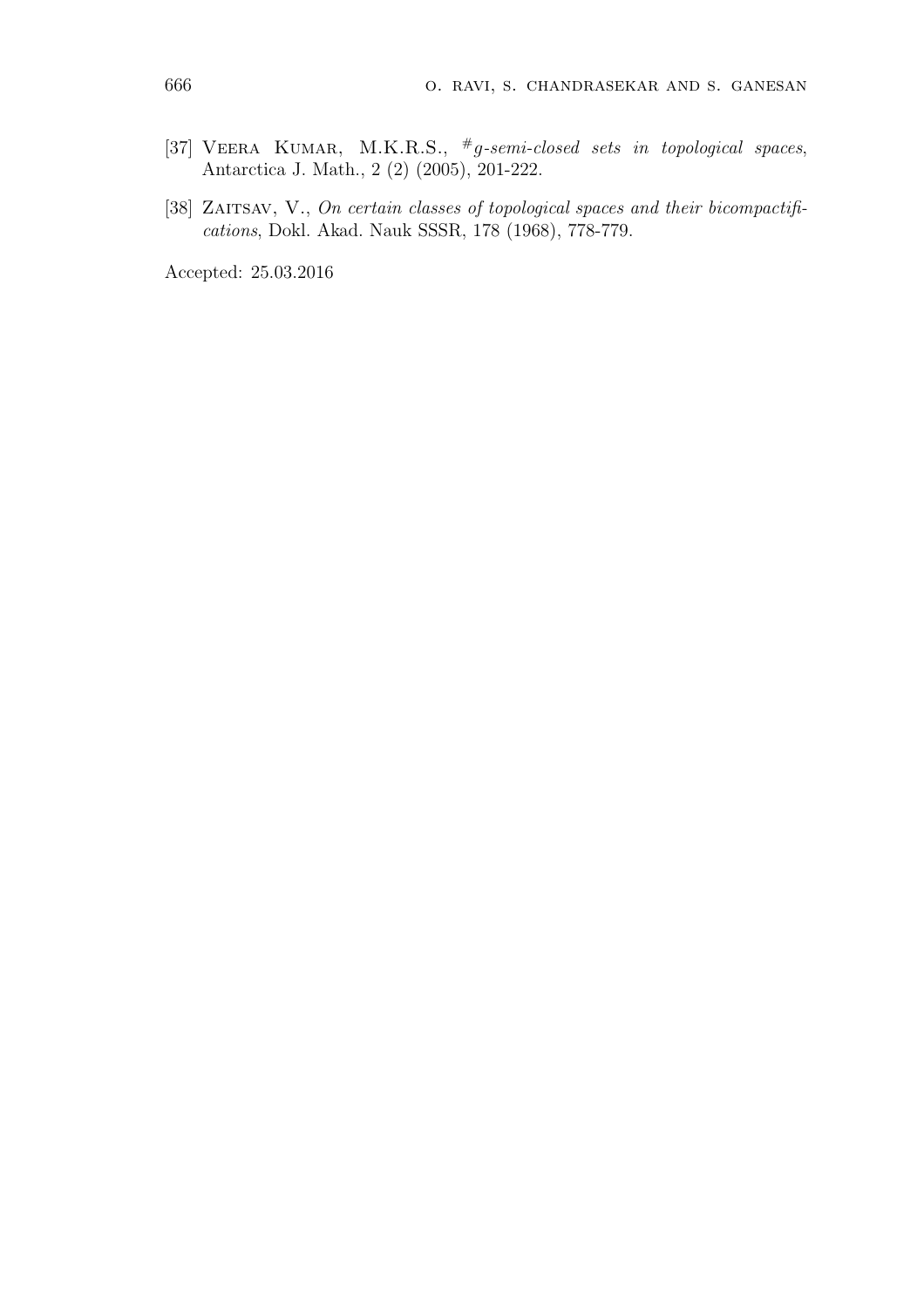[37] Veera Kumar, M.K.R.S., *#g-semi-closed sets in topological spaces*, Antarctica J. Math., 2 (2) (2005), 201-222.

[38] Zaitsav, V., *On certain classes of topological spaces and their bicompactifications*, Dokl. Akad. Nauk SSSR, 178 (1968), 778-779.

Accepted: 25.03.2016